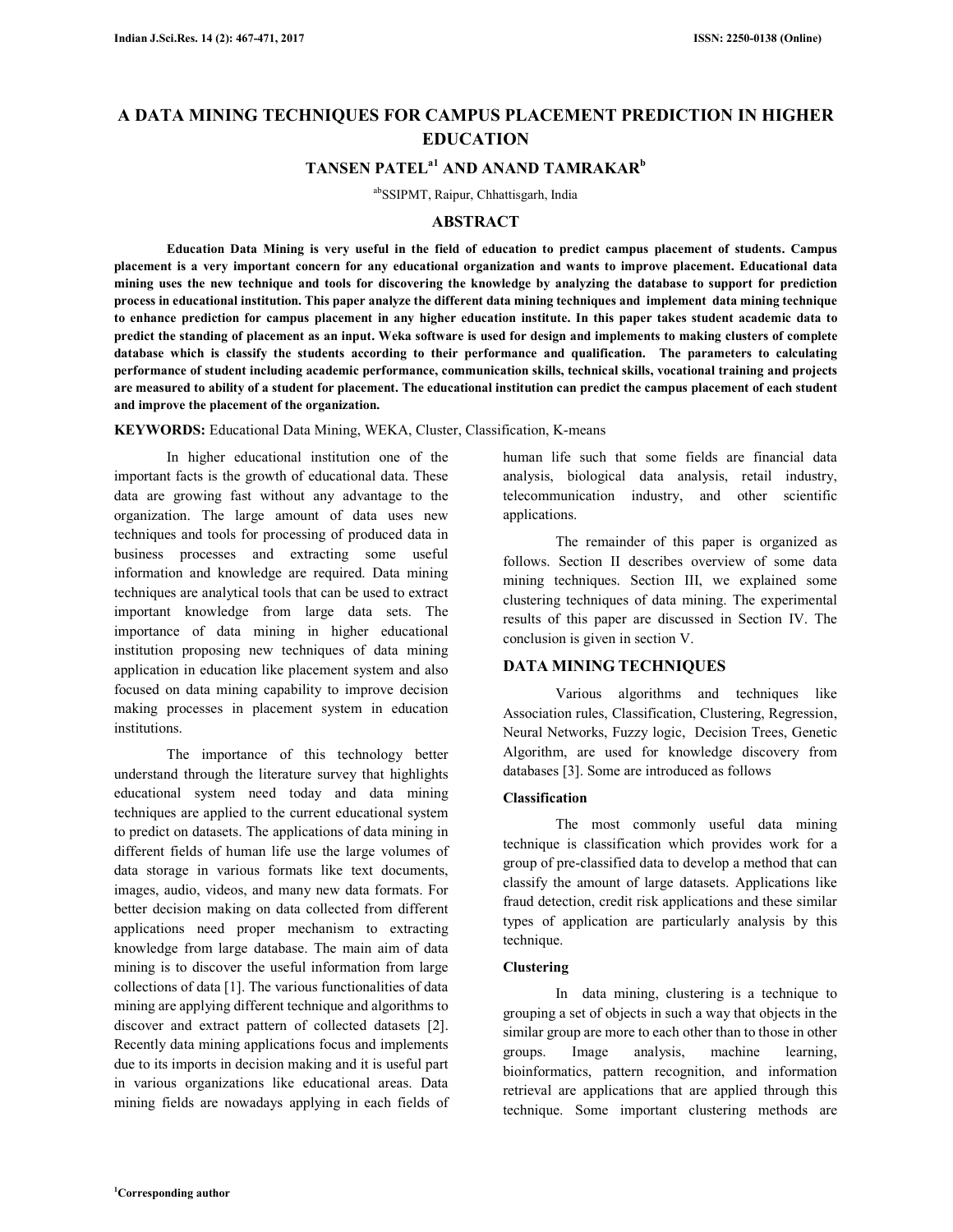# A DATA MINING TECHNIQUES FOR CAMPUS PLACEMENT PREDICTION IN HIGHER EDUCATION

## TANSEN PATEL[a1] AND ANAND TAMRAKAR[b]

[ab]SSIPMT, Raipur, Chhattisgarh, India

## ABSTRACT

**Education Data Mining is very useful in the field of education to predict campus placement of students. Campus placement is a very important concern for any educational organization and wants to improve placement. Educational data mining uses the new technique and tools for discovering the knowledge by analyzing the database to support for prediction process in educational institution. This paper analyze the different data mining techniques and implement data mining technique to enhance prediction for campus placement in any higher education institute. In this paper takes student academic data to predict the standing of placement as an input. Weka software is used for design and implements to making clusters of complete database which is classify the students according to their performance and qualification. The parameters to calculating performance of student including academic performance, communication skills, technical skills, vocational training and projects are measured to ability of a student for placement. The educational institution can predict the campus placement of each student and improve the placement of the organization.**

**KEYWORDS:** Educational Data Mining, WEKA, Cluster, Classification, K-means

In higher educational institution one of the important facts is the growth of educational data. These data are growing fast without any advantage to the organization. The large amount of data uses new techniques and tools for processing of produced data in business processes and extracting some useful information and knowledge are required. Data mining techniques are analytical tools that can be used to extract important knowledge from large data sets. The importance of data mining in higher educational institution proposing new techniques of data mining application in education like placement system and also focused on data mining capability to improve decision making processes in placement system in education institutions.

The importance of this technology better understand through the literature survey that highlights educational system need today and data mining techniques are applied to the current educational system to predict on datasets. The applications of data mining in different fields of human life use the large volumes of data storage in various formats like text documents, images, audio, videos, and many new data formats. For better decision making on data collected from different applications need proper mechanism to extracting knowledge from large database. The main aim of data mining is to discover the useful information from large collections of data [1]. The various functionalities of data mining are applying different technique and algorithms to discover and extract pattern of collected datasets [2]. Recently data mining applications focus and implements due to its imports in decision making and it is useful part in various organizations like educational areas. Data mining fields are nowadays applying in each fields of human life such that some fields are financial data analysis, biological data analysis, retail industry, telecommunication industry, and other scientific applications.

The remainder of this paper is organized as follows. Section II describes overview of some data mining techniques. Section III, we explained some clustering techniques of data mining. The experimental results of this paper are discussed in Section IV. The conclusion is given in section V.

## DATA MINING TECHNIQUES

Various algorithms and techniques like Association rules, Classification, Clustering, Regression, Neural Networks, Fuzzy logic, Decision Trees, Genetic Algorithm, are used for knowledge discovery from databases [3]. Some are introduced as follows

### Classification

The most commonly useful data mining technique is classification which provides work for a group of pre-classified data to develop a method that can classify the amount of large datasets. Applications like fraud detection, credit risk applications and these similar types of application are particularly analysis by this technique.

### Clustering

In data mining, clustering is a technique to grouping a set of objects in such a way that objects in the similar group are more to each other than to those in other groups. Image analysis, machine learning, bioinformatics, pattern recognition, and information retrieval are applications that are applied through this technique. Some important clustering methods are

[1]Corresponding author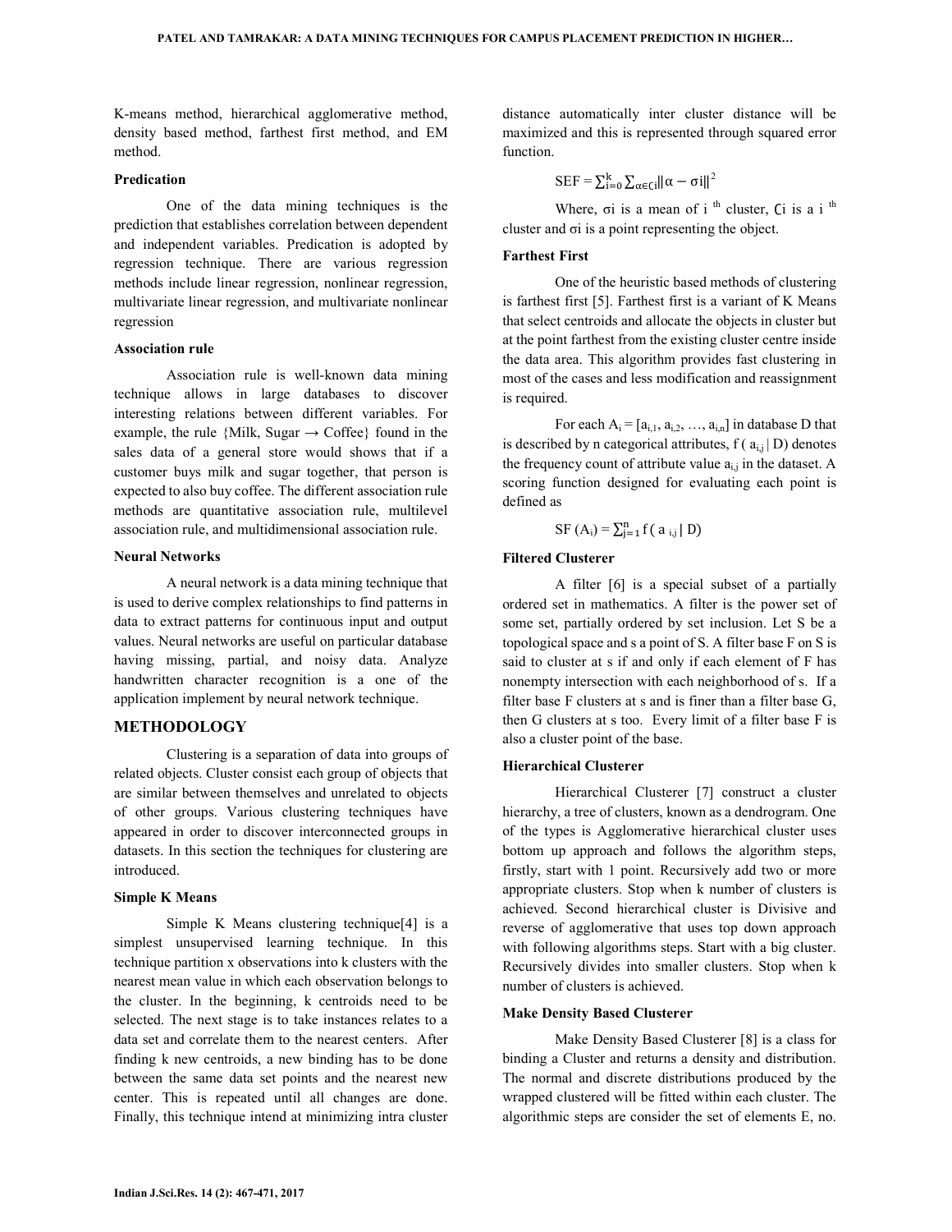K-means method, hierarchical agglomerative method, density based method, farthest first method, and EM method.

**Predication**

One of the data mining techniques is the prediction that establishes correlation between dependent and independent variables. Predication is adopted by regression technique. There are various regression methods include linear regression, nonlinear regression, multivariate linear regression, and multivariate nonlinear regression

**Association rule**

Association rule is well-known data mining technique allows in large databases to discover interesting relations between different variables. For example, the rule {Milk, Sugar → Coffee} found in the sales data of a general store would shows that if a customer buys milk and sugar together, that person is expected to also buy coffee. The different association rule methods are quantitative association rule, multilevel association rule, and multidimensional association rule.

**Neural Networks**

A neural network is a data mining technique that is used to derive complex relationships to find patterns in data to extract patterns for continuous input and output values. Neural networks are useful on particular database having missing, partial, and noisy data. Analyze handwritten character recognition is a one of the application implement by neural network technique.

## METHODOLOGY

Clustering is a separation of data into groups of related objects. Cluster consist each group of objects that are similar between themselves and unrelated to objects of other groups. Various clustering techniques have appeared in order to discover interconnected groups in datasets. In this section the techniques for clustering are introduced.

**Simple K Means**

Simple K Means clustering technique[4] is a simplest unsupervised learning technique. In this technique partition x observations into k clusters with the nearest mean value in which each observation belongs to the cluster. In the beginning, k centroids need to be selected. The next stage is to take instances relates to a data set and correlate them to the nearest centers. After finding k new centroids, a new binding has to be done between the same data set points and the nearest new center. This is repeated until all changes are done. Finally, this technique intend at minimizing intra cluster distance automatically inter cluster distance will be maximized and this is represented through squared error function.

$$\text{SEF} = \sum_{i=0}^{k} \sum_{\alpha \in Ci} \|\alpha - \sigma i\|^2$$

Where, σi is a mean of i $^{th}$ cluster, Ci is a i $^{th}$ cluster and σi is a point representing the object.

**Farthest First**

One of the heuristic based methods of clustering is farthest first [5]. Farthest first is a variant of K Means that select centroids and allocate the objects in cluster but at the point farthest from the existing cluster centre inside the data area. This algorithm provides fast clustering in most of the cases and less modification and reassignment is required.

For each $A_i = [a_{i,1}, a_{i,2}, \ldots, a_{i,n}]$ in database D that is described by n categorical attributes, $f(a_{i,j} \mid D)$ denotes the frequency count of attribute value $a_{i,j}$ in the dataset. A scoring function designed for evaluating each point is defined as

$$\text{SF}(A_i) = \sum_{j=1}^{n} f(a_{i,j} \mid D)$$

**Filtered Clusterer**

A filter [6] is a special subset of a partially ordered set in mathematics. A filter is the power set of some set, partially ordered by set inclusion. Let S be a topological space and s a point of S. A filter base F on S is said to cluster at s if and only if each element of F has nonempty intersection with each neighborhood of s. If a filter base F clusters at s and is finer than a filter base G, then G clusters at s too. Every limit of a filter base F is also a cluster point of the base.

**Hierarchical Clusterer**

Hierarchical Clusterer [7] construct a cluster hierarchy, a tree of clusters, known as a dendrogram. One of the types is Agglomerative hierarchical cluster uses bottom up approach and follows the algorithm steps, firstly, start with 1 point. Recursively add two or more appropriate clusters. Stop when k number of clusters is achieved. Second hierarchical cluster is Divisive and reverse of agglomerative that uses top down approach with following algorithms steps. Start with a big cluster. Recursively divides into smaller clusters. Stop when k number of clusters is achieved.

**Make Density Based Clusterer**

Make Density Based Clusterer [8] is a class for binding a Cluster and returns a density and distribution. The normal and discrete distributions produced by the wrapped clustered will be fitted within each cluster. The algorithmic steps are consider the set of elements E, no.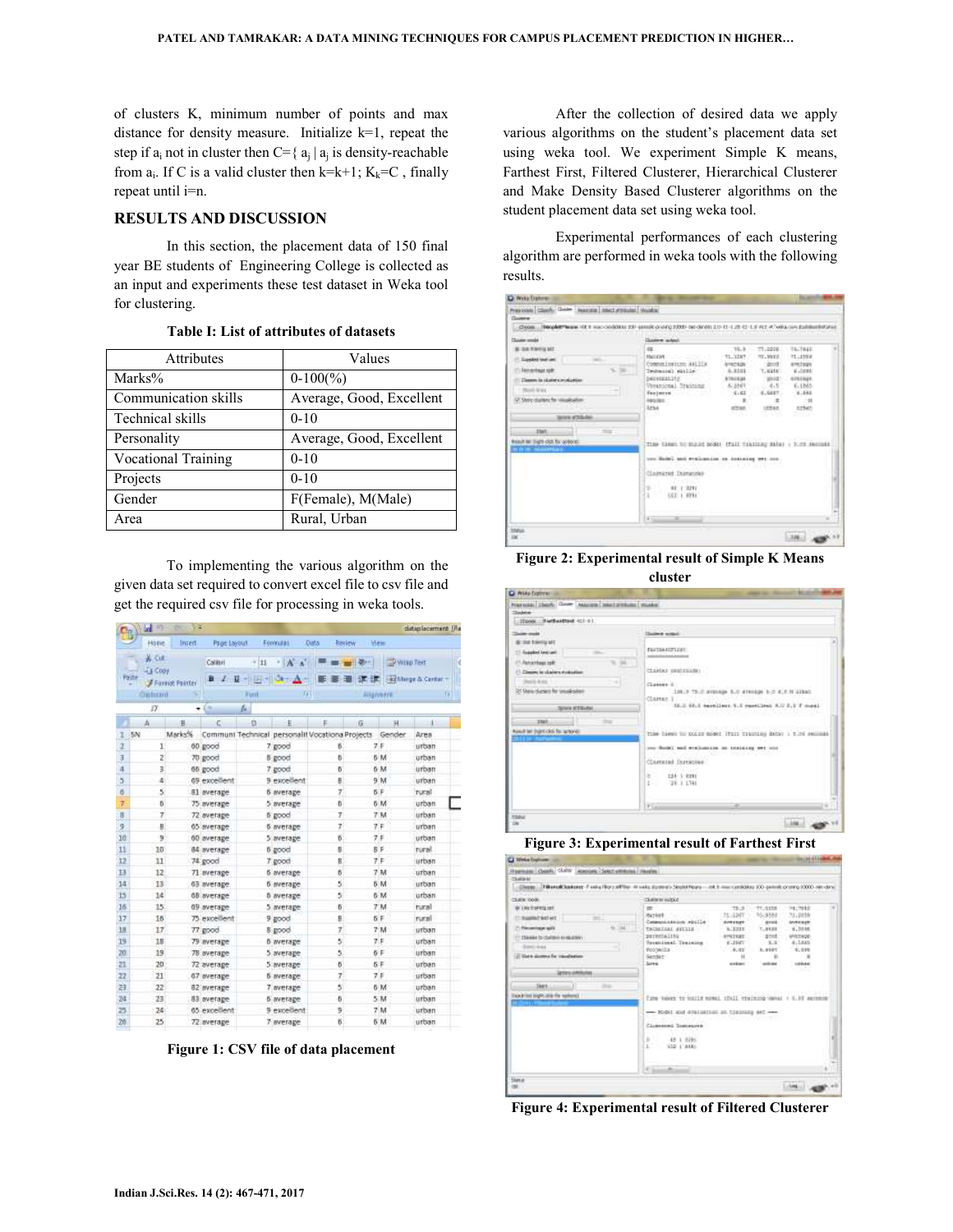of clusters K, minimum number of points and max distance for density measure. Initialize k=1, repeat the step if $a_i$ not in cluster then C={ $a_j$ | $a_j$ is density-reachable from $a_i$. If C is a valid cluster then k=k+1; $K_k$=C , finally repeat until i=n.

## RESULTS AND DISCUSSION

In this section, the placement data of 150 final year BE students of Engineering College is collected as an input and experiments these test dataset in Weka tool for clustering.

**Table I: List of attributes of datasets**

| Attributes | Values |
|---|---|
| Marks% | 0-100(%) |
| Communication skills | Average, Good, Excellent |
| Technical skills | 0-10 |
| Personality | Average, Good, Excellent |
| Vocational Training | 0-10 |
| Projects | 0-10 |
| Gender | F(Female), M(Male) |
| Area | Rural, Urban |

To implementing the various algorithm on the given data set required to convert excel file to csv file and get the required csv file for processing in weka tools.

**Figure 1: CSV file of data placement**

After the collection of desired data we apply various algorithms on the student's placement data set using weka tool. We experiment Simple K means, Farthest First, Filtered Clusterer, Hierarchical Clusterer and Make Density Based Clusterer algorithms on the student placement data set using weka tool.

Experimental performances of each clustering algorithm are performed in weka tools with the following results.

**Figure 2: Experimental result of Simple K Means cluster**

**Figure 3: Experimental result of Farthest First**

**Figure 4: Experimental result of Filtered Clusterer**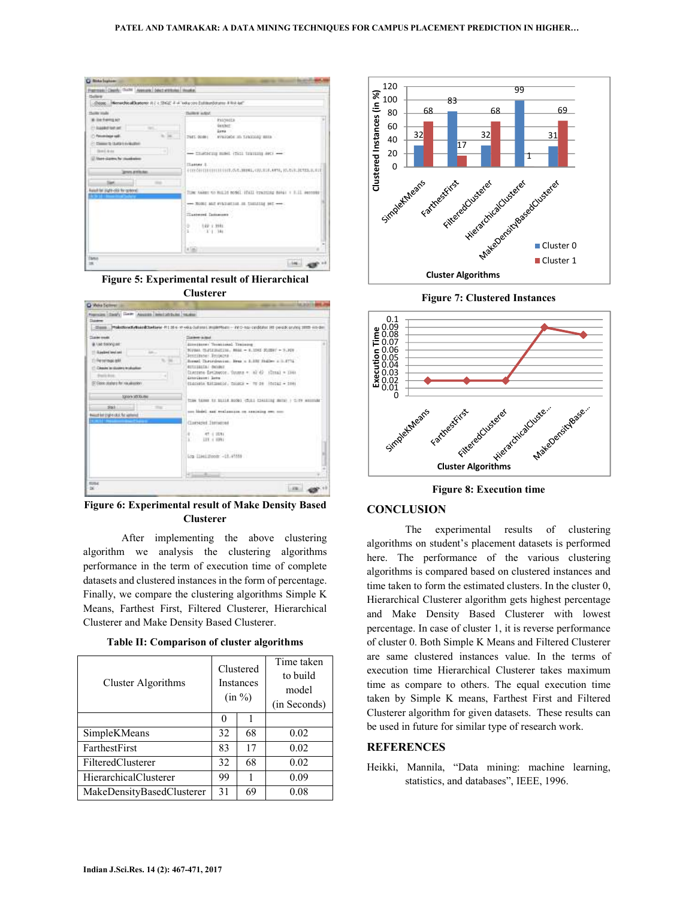Figure 5: Experimental result of Hierarchical Clusterer

Figure 6: Experimental result of Make Density Based Clusterer

After implementing the above clustering algorithm we analysis the clustering algorithms performance in the term of execution time of complete datasets and clustered instances in the form of percentage. Finally, we compare the clustering algorithms Simple K Means, Farthest First, Filtered Clusterer, Hierarchical Clusterer and Make Density Based Clusterer.

**Table II: Comparison of cluster algorithms**

| Cluster Algorithms | Clustered Instances (in %) | | Time taken to build model (in Seconds) |
|---|---|---|---|
| | 0 | 1 | |
| SimpleKMeans | 32 | 68 | 0.02 |
| FarthestFirst | 83 | 17 | 0.02 |
| FilteredClusterer | 32 | 68 | 0.02 |
| HierarchicalClusterer | 99 | 1 | 0.09 |
| MakeDensityBasedClusterer | 31 | 69 | 0.08 |

Figure 7: Clustered Instances

Figure 8: Execution time

## CONCLUSION

The experimental results of clustering algorithms on student's placement datasets is performed here. The performance of the various clustering algorithms is compared based on clustered instances and time taken to form the estimated clusters. In the cluster 0, Hierarchical Clusterer algorithm gets highest percentage and Make Density Based Clusterer with lowest percentage. In case of cluster 1, it is reverse performance of cluster 0. Both Simple K Means and Filtered Clusterer are same clustered instances value. In the terms of execution time Hierarchical Clusterer takes maximum time as compare to others. The equal execution time taken by Simple K means, Farthest First and Filtered Clusterer algorithm for given datasets. These results can be used in future for similar type of research work.

## REFERENCES

Heikki, Mannila, "Data mining: machine learning, statistics, and databases", IEEE, 1996.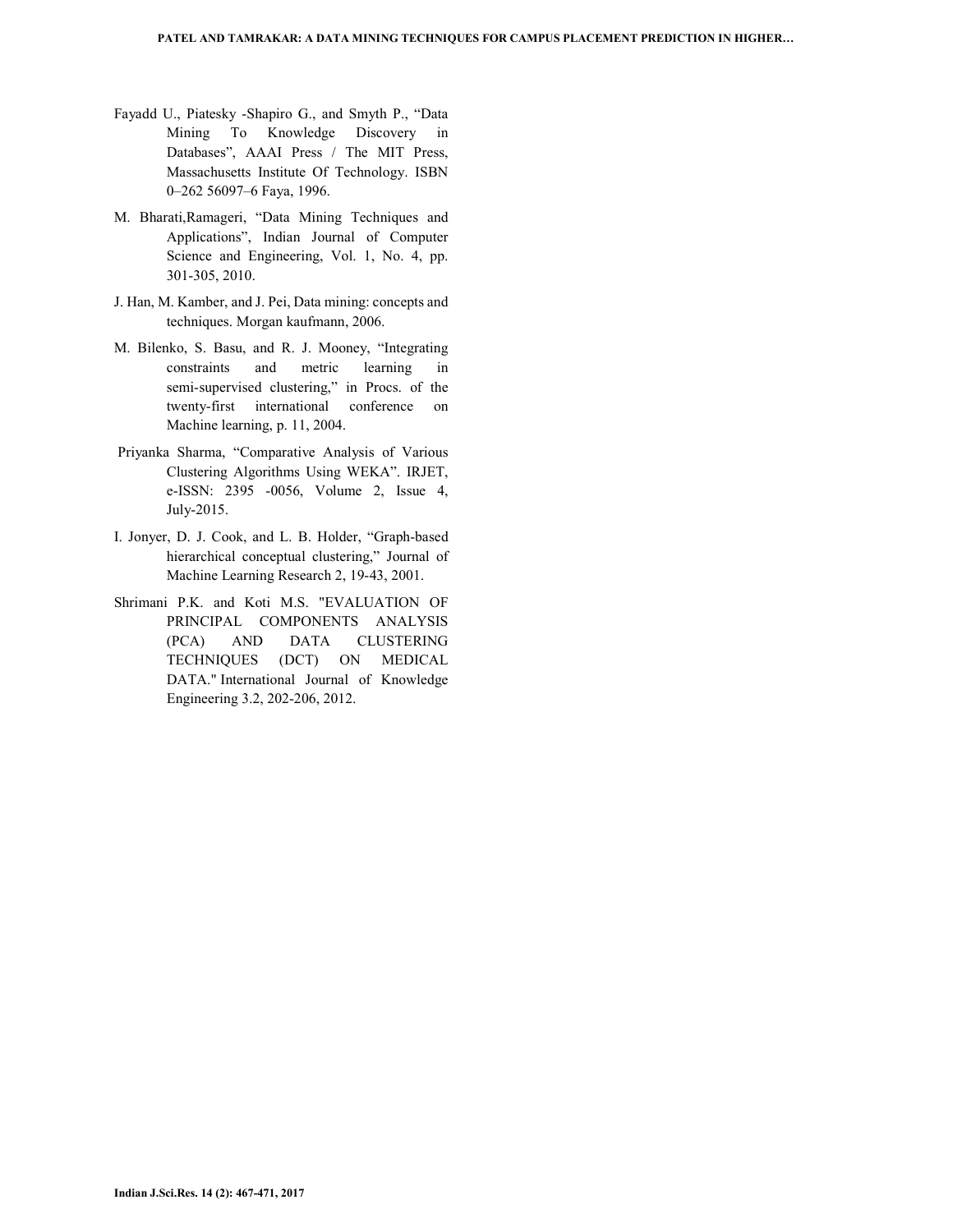Fayadd U., Piatesky -Shapiro G., and Smyth P., "Data Mining To Knowledge Discovery in Databases", AAAI Press / The MIT Press, Massachusetts Institute Of Technology. ISBN 0–262 56097–6 Faya, 1996.

M. Bharati,Ramageri, "Data Mining Techniques and Applications", Indian Journal of Computer Science and Engineering, Vol. 1, No. 4, pp. 301-305, 2010.

J. Han, M. Kamber, and J. Pei, Data mining: concepts and techniques. Morgan kaufmann, 2006.

M. Bilenko, S. Basu, and R. J. Mooney, "Integrating constraints and metric learning in semi-supervised clustering," in Procs. of the twenty-first international conference on Machine learning, p. 11, 2004.

Priyanka Sharma, "Comparative Analysis of Various Clustering Algorithms Using WEKA". IRJET, e-ISSN: 2395 -0056, Volume 2, Issue 4, July-2015.

I. Jonyer, D. J. Cook, and L. B. Holder, "Graph-based hierarchical conceptual clustering," Journal of Machine Learning Research 2, 19-43, 2001.

Shrimani P.K. and Koti M.S. "EVALUATION OF PRINCIPAL COMPONENTS ANALYSIS (PCA) AND DATA CLUSTERING TECHNIQUES (DCT) ON MEDICAL DATA." International Journal of Knowledge Engineering 3.2, 202-206, 2012.